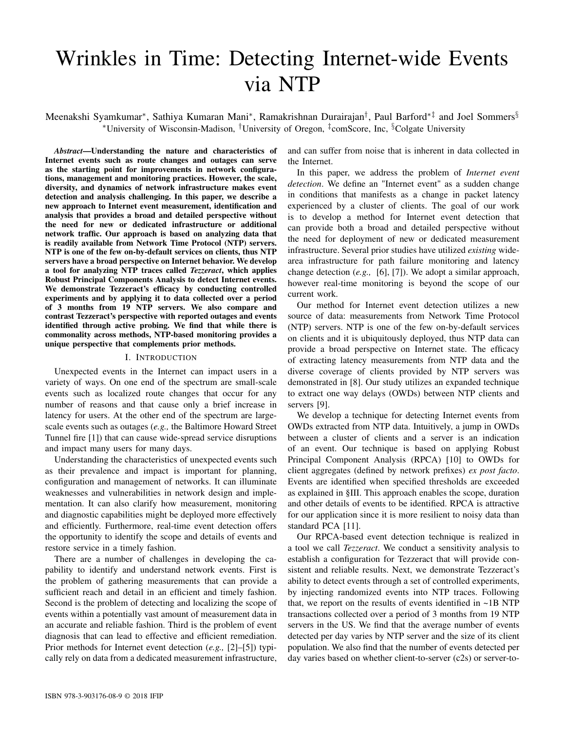# Wrinkles in Time: Detecting Internet-wide Events via NTP

Meenakshi Syamkumar*, Sathiya Kumaran Mani*, Ramakrishnan Durairajan†, Paul Barford*‡ and Joel Sommers§

*University of Wisconsin-Madison, †University of Oregon, ‡comScore, Inc, §Colgate University

***Abstract*—Understanding the nature and characteristics of Internet events such as route changes and outages can serve as the starting point for improvements in network configurations, management and monitoring practices. However, the scale, diversity, and dynamics of network infrastructure makes event detection and analysis challenging. In this paper, we describe a new approach to Internet event measurement, identification and analysis that provides a broad and detailed perspective without the need for new or dedicated infrastructure or additional network traffic. Our approach is based on analyzing data that is readily available from Network Time Protocol (NTP) servers. NTP is one of the few on-by-default services on clients, thus NTP servers have a broad perspective on Internet behavior. We develop a tool for analyzing NTP traces called *Tezzeract*, which applies Robust Principal Components Analysis to detect Internet events. We demonstrate Tezzeract's efficacy by conducting controlled experiments and by applying it to data collected over a period of 3 months from 19 NTP servers. We also compare and contrast Tezzeract's perspective with reported outages and events identified through active probing. We find that while there is commonality across methods, NTP-based monitoring provides a unique perspective that complements prior methods.**

## I. Introduction

Unexpected events in the Internet can impact users in a variety of ways. On one end of the spectrum are small-scale events such as localized route changes that occur for any number of reasons and that cause only a brief increase in latency for users. At the other end of the spectrum are large-scale events such as outages (*e.g.,* the Baltimore Howard Street Tunnel fire [1]) that can cause wide-spread service disruptions and impact many users for many days.

Understanding the characteristics of unexpected events such as their prevalence and impact is important for planning, configuration and management of networks. It can illuminate weaknesses and vulnerabilities in network design and implementation. It can also clarify how measurement, monitoring and diagnostic capabilities might be deployed more effectively and efficiently. Furthermore, real-time event detection offers the opportunity to identify the scope and details of events and restore service in a timely fashion.

There are a number of challenges in developing the capability to identify and understand network events. First is the problem of gathering measurements that can provide a sufficient reach and detail in an efficient and timely fashion. Second is the problem of detecting and localizing the scope of events within a potentially vast amount of measurement data in an accurate and reliable fashion. Third is the problem of event diagnosis that can lead to effective and efficient remediation. Prior methods for Internet event detection (*e.g.,* [2]–[5]) typically rely on data from a dedicated measurement infrastructure, and can suffer from noise that is inherent in data collected in the Internet.

In this paper, we address the problem of *Internet event detection*. We define an "Internet event" as a sudden change in conditions that manifests as a change in packet latency experienced by a cluster of clients. The goal of our work is to develop a method for Internet event detection that can provide both a broad and detailed perspective without the need for deployment of new or dedicated measurement infrastructure. Several prior studies have utilized *existing* wide-area infrastructure for path failure monitoring and latency change detection (*e.g.,* [6], [7]). We adopt a similar approach, however real-time monitoring is beyond the scope of our current work.

Our method for Internet event detection utilizes a new source of data: measurements from Network Time Protocol (NTP) servers. NTP is one of the few on-by-default services on clients and it is ubiquitously deployed, thus NTP data can provide a broad perspective on Internet state. The efficacy of extracting latency measurements from NTP data and the diverse coverage of clients provided by NTP servers was demonstrated in [8]. Our study utilizes an expanded technique to extract one way delays (OWDs) between NTP clients and servers [9].

We develop a technique for detecting Internet events from OWDs extracted from NTP data. Intuitively, a jump in OWDs between a cluster of clients and a server is an indication of an event. Our technique is based on applying Robust Principal Component Analysis (RPCA) [10] to OWDs for client aggregates (defined by network prefixes) *ex post facto*. Events are identified when specified thresholds are exceeded as explained in §III. This approach enables the scope, duration and other details of events to be identified. RPCA is attractive for our application since it is more resilient to noisy data than standard PCA [11].

Our RPCA-based event detection technique is realized in a tool we call *Tezzeract*. We conduct a sensitivity analysis to establish a configuration for Tezzeract that will provide consistent and reliable results. Next, we demonstrate Tezzeract's ability to detect events through a set of controlled experiments, by injecting randomized events into NTP traces. Following that, we report on the results of events identified in ~1B NTP transactions collected over a period of 3 months from 19 NTP servers in the US. We find that the average number of events detected per day varies by NTP server and the size of its client population. We also find that the number of events detected per day varies based on whether client-to-server (c2s) or server-to-

ISBN 978-3-903176-08-9 © 2018 IFIP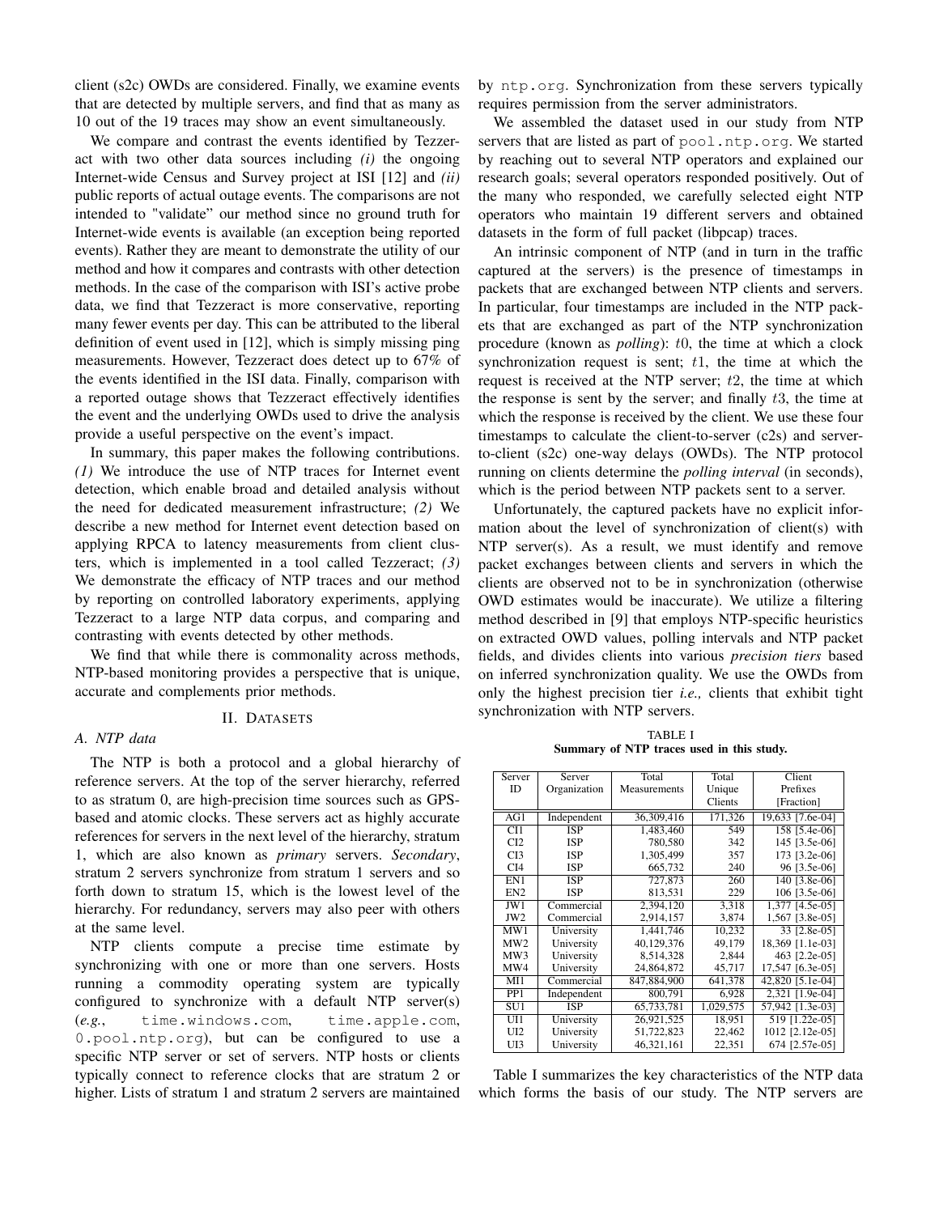client (s2c) OWDs are considered. Finally, we examine events that are detected by multiple servers, and find that as many as 10 out of the 19 traces may show an event simultaneously.

We compare and contrast the events identified by Tezzeract with two other data sources including *(i)* the ongoing Internet-wide Census and Survey project at ISI [12] and *(ii)* public reports of actual outage events. The comparisons are not intended to "validate" our method since no ground truth for Internet-wide events is available (an exception being reported events). Rather they are meant to demonstrate the utility of our method and how it compares and contrasts with other detection methods. In the case of the comparison with ISI's active probe data, we find that Tezzeract is more conservative, reporting many fewer events per day. This can be attributed to the liberal definition of event used in [12], which is simply missing ping measurements. However, Tezzeract does detect up to 67% of the events identified in the ISI data. Finally, comparison with a reported outage shows that Tezzeract effectively identifies the event and the underlying OWDs used to drive the analysis provide a useful perspective on the event's impact.

In summary, this paper makes the following contributions. *(1)* We introduce the use of NTP traces for Internet event detection, which enable broad and detailed analysis without the need for dedicated measurement infrastructure; *(2)* We describe a new method for Internet event detection based on applying RPCA to latency measurements from client clusters, which is implemented in a tool called Tezzeract; *(3)* We demonstrate the efficacy of NTP traces and our method by reporting on controlled laboratory experiments, applying Tezzeract to a large NTP data corpus, and comparing and contrasting with events detected by other methods.

We find that while there is commonality across methods, NTP-based monitoring provides a perspective that is unique, accurate and complements prior methods.

## II. Datasets

### A. NTP data

The NTP is both a protocol and a global hierarchy of reference servers. At the top of the server hierarchy, referred to as stratum 0, are high-precision time sources such as GPS-based and atomic clocks. These servers act as highly accurate references for servers in the next level of the hierarchy, stratum 1, which are also known as *primary* servers. *Secondary*, stratum 2 servers synchronize from stratum 1 servers and so forth down to stratum 15, which is the lowest level of the hierarchy. For redundancy, servers may also peer with others at the same level.

NTP clients compute a precise time estimate by synchronizing with one or more than one servers. Hosts running a commodity operating system are typically configured to synchronize with a default NTP server(s) (*e.g.,* `time.windows.com`, `time.apple.com`, `0.pool.ntp.org`), but can be configured to use a specific NTP server or set of servers. NTP hosts or clients typically connect to reference clocks that are stratum 2 or higher. Lists of stratum 1 and stratum 2 servers are maintained by `ntp.org`. Synchronization from these servers typically requires permission from the server administrators.

We assembled the dataset used in our study from NTP servers that are listed as part of `pool.ntp.org`. We started by reaching out to several NTP operators and explained our research goals; several operators responded positively. Out of the many who responded, we carefully selected eight NTP operators who maintain 19 different servers and obtained datasets in the form of full packet (libpcap) traces.

An intrinsic component of NTP (and in turn in the traffic captured at the servers) is the presence of timestamps in packets that are exchanged between NTP clients and servers. In particular, four timestamps are included in the NTP packets that are exchanged as part of the NTP synchronization procedure (known as *polling*): $t0$, the time at which a clock synchronization request is sent; $t1$, the time at which the request is received at the NTP server; $t2$, the time at which the response is sent by the server; and finally $t3$, the time at which the response is received by the client. We use these four timestamps to calculate the client-to-server (c2s) and server-to-client (s2c) one-way delays (OWDs). The NTP protocol running on clients determine the *polling interval* (in seconds), which is the period between NTP packets sent to a server.

Unfortunately, the captured packets have no explicit information about the level of synchronization of client(s) with NTP server(s). As a result, we must identify and remove packet exchanges between clients and servers in which the clients are observed not to be in synchronization (otherwise OWD estimates would be inaccurate). We utilize a filtering method described in [9] that employs NTP-specific heuristics on extracted OWD values, polling intervals and NTP packet fields, and divides clients into various *precision tiers* based on inferred synchronization quality. We use the OWDs from only the highest precision tier *i.e.,* clients that exhibit tight synchronization with NTP servers.

TABLE I
**Summary of NTP traces used in this study.**

| Server ID | Server Organization | Total Measurements | Total Unique Clients | Client Prefixes [Fraction] |
|---|---|---|---|---|
| AG1 | Independent | 36,309,416 | 171,326 | 19,633 [7.6e-04] |
| CI1 | ISP | 1,483,460 | 549 | 158 [5.4e-06] |
| CI2 | ISP | 780,580 | 342 | 145 [3.5e-06] |
| CI3 | ISP | 1,305,499 | 357 | 173 [3.2e-06] |
| CI4 | ISP | 665,732 | 240 | 96 [3.5e-06] |
| EN1 | ISP | 727,873 | 260 | 140 [3.8e-06] |
| EN2 | ISP | 813,531 | 229 | 106 [3.5e-06] |
| JW1 | Commercial | 2,394,120 | 3,318 | 1,377 [4.5e-05] |
| JW2 | Commercial | 2,914,157 | 3,874 | 1,567 [3.8e-05] |
| MW1 | University | 1,441,746 | 10,232 | 33 [2.8e-05] |
| MW2 | University | 40,129,376 | 49,179 | 18,369 [1.1e-03] |
| MW3 | University | 8,514,328 | 2,844 | 463 [2.2e-05] |
| MW4 | University | 24,864,872 | 45,717 | 17,547 [6.3e-05] |
| MI1 | Commercial | 847,884,900 | 641,378 | 42,820 [5.1e-04] |
| PP1 | Independent | 800,791 | 6,928 | 2,321 [1.9e-04] |
| SU1 | ISP | 65,733,781 | 1,029,575 | 57,942 [1.3e-03] |
| UI1 | University | 26,921,525 | 18,951 | 519 [1.22e-05] |
| UI2 | University | 51,722,823 | 22,462 | 1012 [2.12e-05] |
| UI3 | University | 46,321,161 | 22,351 | 674 [2.57e-05] |

Table I summarizes the key characteristics of the NTP data which forms the basis of our study. The NTP servers are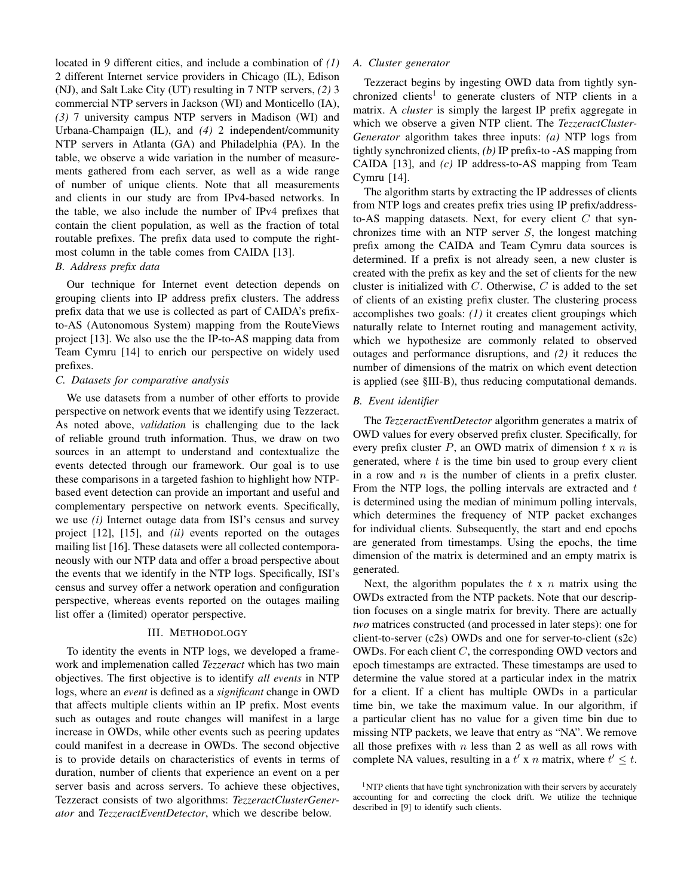located in 9 different cities, and include a combination of *(1)* 2 different Internet service providers in Chicago (IL), Edison (NJ), and Salt Lake City (UT) resulting in 7 NTP servers, *(2)* 3 commercial NTP servers in Jackson (WI) and Monticello (IA), *(3)* 7 university campus NTP servers in Madison (WI) and Urbana-Champaign (IL), and *(4)* 2 independent/community NTP servers in Atlanta (GA) and Philadelphia (PA). In the table, we observe a wide variation in the number of measurements gathered from each server, as well as a wide range of number of unique clients. Note that all measurements and clients in our study are from IPv4-based networks. In the table, we also include the number of IPv4 prefixes that contain the client population, as well as the fraction of total routable prefixes. The prefix data used to compute the right-most column in the table comes from CAIDA [13].

### B. Address prefix data

Our technique for Internet event detection depends on grouping clients into IP address prefix clusters. The address prefix data that we use is collected as part of CAIDA's prefix-to-AS (Autonomous System) mapping from the RouteViews project [13]. We also use the the IP-to-AS mapping data from Team Cymru [14] to enrich our perspective on widely used prefixes.

### C. Datasets for comparative analysis

We use datasets from a number of other efforts to provide perspective on network events that we identify using Tezzeract. As noted above, *validation* is challenging due to the lack of reliable ground truth information. Thus, we draw on two sources in an attempt to understand and contextualize the events detected through our framework. Our goal is to use these comparisons in a targeted fashion to highlight how NTP-based event detection can provide an important and useful and complementary perspective on network events. Specifically, we use *(i)* Internet outage data from ISI's census and survey project [12], [15], and *(ii)* events reported on the outages mailing list [16]. These datasets were all collected contemporaneously with our NTP data and offer a broad perspective about the events that we identify in the NTP logs. Specifically, ISI's census and survey offer a network operation and configuration perspective, whereas events reported on the outages mailing list offer a (limited) operator perspective.

## III. Methodology

To identity the events in NTP logs, we developed a framework and implemenation called *Tezzeract* which has two main objectives. The first objective is to identify *all events* in NTP logs, where an *event* is defined as a *significant* change in OWD that affects multiple clients within an IP prefix. Most events such as outages and route changes will manifest in a large increase in OWDs, while other events such as peering updates could manifest in a decrease in OWDs. The second objective is to provide details on characteristics of events in terms of duration, number of clients that experience an event on a per server basis and across servers. To achieve these objectives, Tezzeract consists of two algorithms: *TezzeractClusterGenerator* and *TezzeractEventDetector*, which we describe below.

### A. Cluster generator

Tezzeract begins by ingesting OWD data from tightly synchronized clients[1] to generate clusters of NTP clients in a matrix. A *cluster* is simply the largest IP prefix aggregate in which we observe a given NTP client. The *TezzeractCluster-Generator* algorithm takes three inputs: *(a)* NTP logs from tightly synchronized clients, *(b)* IP prefix-to -AS mapping from CAIDA [13], and *(c)* IP address-to-AS mapping from Team Cymru [14].

The algorithm starts by extracting the IP addresses of clients from NTP logs and creates prefix tries using IP prefix/address-to-AS mapping datasets. Next, for every client $C$ that synchronizes time with an NTP server $S$, the longest matching prefix among the CAIDA and Team Cymru data sources is determined. If a prefix is not already seen, a new cluster is created with the prefix as key and the set of clients for the new cluster is initialized with $C$. Otherwise, $C$ is added to the set of clients of an existing prefix cluster. The clustering process accomplishes two goals: *(1)* it creates client groupings which naturally relate to Internet routing and management activity, which we hypothesize are commonly related to observed outages and performance disruptions, and *(2)* it reduces the number of dimensions of the matrix on which event detection is applied (see §III-B), thus reducing computational demands.

### B. Event identifier

The *TezzeractEventDetector* algorithm generates a matrix of OWD values for every observed prefix cluster. Specifically, for every prefix cluster $P$, an OWD matrix of dimension $t$ x $n$ is generated, where $t$ is the time bin used to group every client in a row and $n$ is the number of clients in a prefix cluster. From the NTP logs, the polling intervals are extracted and $t$ is determined using the median of minimum polling intervals, which determines the frequency of NTP packet exchanges for individual clients. Subsequently, the start and end epochs are generated from timestamps. Using the epochs, the time dimension of the matrix is determined and an empty matrix is generated.

Next, the algorithm populates the $t$ x $n$ matrix using the OWDs extracted from the NTP packets. Note that our description focuses on a single matrix for brevity. There are actually *two* matrices constructed (and processed in later steps): one for client-to-server (c2s) OWDs and one for server-to-client (s2c) OWDs. For each client $C$, the corresponding OWD vectors and epoch timestamps are extracted. These timestamps are used to determine the value stored at a particular index in the matrix for a client. If a client has multiple OWDs in a particular time bin, we take the maximum value. In our algorithm, if a particular client has no value for a given time bin due to missing NTP packets, we leave that entry as "NA". We remove all those prefixes with $n$ less than 2 as well as all rows with complete NA values, resulting in a $t'$ x $n$ matrix, where $t' \leq t$.

[1] NTP clients that have tight synchronization with their servers by accurately accounting for and correcting the clock drift. We utilize the technique described in [9] to identify such clients.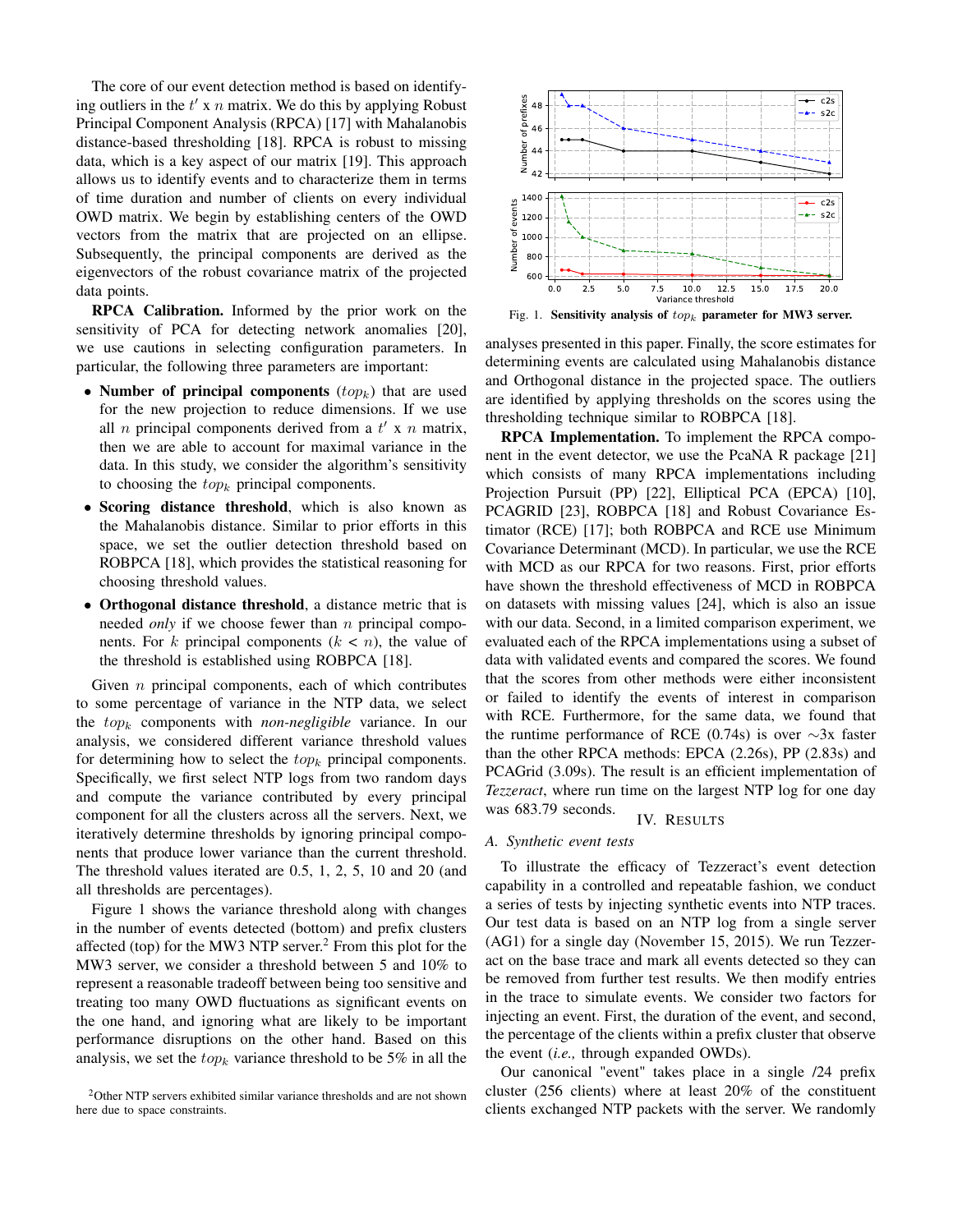The core of our event detection method is based on identifying outliers in the $t'$ x $n$ matrix. We do this by applying Robust Principal Component Analysis (RPCA) [17] with Mahalanobis distance-based thresholding [18]. RPCA is robust to missing data, which is a key aspect of our matrix [19]. This approach allows us to identify events and to characterize them in terms of time duration and number of clients on every individual OWD matrix. We begin by establishing centers of the OWD vectors from the matrix that are projected on an ellipse. Subsequently, the principal components are derived as the eigenvectors of the robust covariance matrix of the projected data points.

**RPCA Calibration.** Informed by the prior work on the sensitivity of PCA for detecting network anomalies [20], we use cautions in selecting configuration parameters. In particular, the following three parameters are important:

- **Number of principal components** ($top_k$) that are used for the new projection to reduce dimensions. If we use all $n$ principal components derived from a $t'$ x $n$ matrix, then we are able to account for maximal variance in the data. In this study, we consider the algorithm's sensitivity to choosing the $top_k$ principal components.
- **Scoring distance threshold**, which is also known as the Mahalanobis distance. Similar to prior efforts in this space, we set the outlier detection threshold based on ROBPCA [18], which provides the statistical reasoning for choosing threshold values.
- **Orthogonal distance threshold**, a distance metric that is needed *only* if we choose fewer than $n$ principal components. For $k$ principal components ($k < n$), the value of the threshold is established using ROBPCA [18].

Given $n$ principal components, each of which contributes to some percentage of variance in the NTP data, we select the $top_k$ components with *non-negligible* variance. In our analysis, we considered different variance threshold values for determining how to select the $top_k$ principal components. Specifically, we first select NTP logs from two random days and compute the variance contributed by every principal component for all the clusters across all the servers. Next, we iteratively determine thresholds by ignoring principal components that produce lower variance than the current threshold. The threshold values iterated are 0.5, 1, 2, 5, 10 and 20 (and all thresholds are percentages).

Figure 1 shows the variance threshold along with changes in the number of events detected (bottom) and prefix clusters affected (top) for the MW3 NTP server.[2] From this plot for the MW3 server, we consider a threshold between 5 and 10% to represent a reasonable tradeoff between being too sensitive and treating too many OWD fluctuations as significant events on the one hand, and ignoring what are likely to be important performance disruptions on the other hand. Based on this analysis, we set the $top_k$ variance threshold to be 5% in all the analyses presented in this paper. Finally, the score estimates for determining events are calculated using Mahalanobis distance and Orthogonal distance in the projected space. The outliers are identified by applying thresholds on the scores using the thresholding technique similar to ROBPCA [18].

[2] Other NTP servers exhibited similar variance thresholds and are not shown here due to space constraints.

Fig. 1. **Sensitivity analysis of $top_k$ parameter for MW3 server.**

**RPCA Implementation.** To implement the RPCA component in the event detector, we use the PcaNA R package [21] which consists of many RPCA implementations including Projection Pursuit (PP) [22], Elliptical PCA (EPCA) [10], PCAGRID [23], ROBPCA [18] and Robust Covariance Estimator (RCE) [17]; both ROBPCA and RCE use Minimum Covariance Determinant (MCD). In particular, we use the RCE with MCD as our RPCA for two reasons. First, prior efforts have shown the threshold effectiveness of MCD in ROBPCA on datasets with missing values [24], which is also an issue with our data. Second, in a limited comparison experiment, we evaluated each of the RPCA implementations using a subset of data with validated events and compared the scores. We found that the scores from other methods were either inconsistent or failed to identify the events of interest in comparison with RCE. Furthermore, for the same data, we found that the runtime performance of RCE (0.74s) is over ~3x faster than the other RPCA methods: EPCA (2.26s), PP (2.83s) and PCAGrid (3.09s). The result is an efficient implementation of *Tezzeract*, where run time on the largest NTP log for one day was 683.79 seconds.

## IV. Results

### A. Synthetic event tests

To illustrate the efficacy of Tezzeract's event detection capability in a controlled and repeatable fashion, we conduct a series of tests by injecting synthetic events into NTP traces. Our test data is based on an NTP log from a single server (AG1) for a single day (November 15, 2015). We run Tezzeract on the base trace and mark all events detected so they can be removed from further test results. We then modify entries in the trace to simulate events. We consider two factors for injecting an event. First, the duration of the event, and second, the percentage of the clients within a prefix cluster that observe the event (*i.e.,* through expanded OWDs).

Our canonical "event" takes place in a single /24 prefix cluster (256 clients) where at least 20% of the constituent clients exchanged NTP packets with the server. We randomly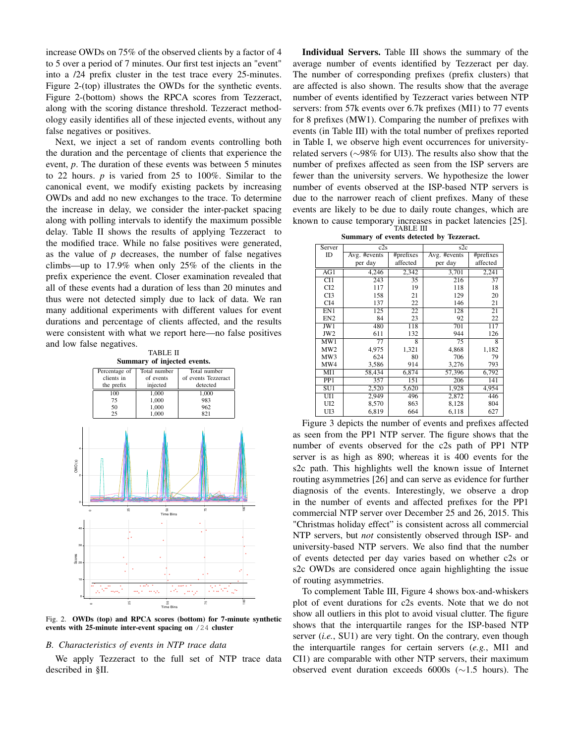increase OWDs on 75% of the observed clients by a factor of 4 to 5 over a period of 7 minutes. Our first test injects an "event" into a /24 prefix cluster in the test trace every 25-minutes. Figure 2-(top) illustrates the OWDs for the synthetic events. Figure 2-(bottom) shows the RPCA scores from Tezzeract, along with the scoring distance threshold. Tezzeract methodology easily identifies all of these injected events, without any false negatives or positives.

Next, we inject a set of random events controlling both the duration and the percentage of clients that experience the event, $p$. The duration of these events was between 5 minutes to 22 hours. $p$ is varied from 25 to 100%. Similar to the canonical event, we modify existing packets by increasing OWDs and add no new exchanges to the trace. To determine the increase in delay, we consider the inter-packet spacing along with polling intervals to identify the maximum possible delay. Table II shows the results of applying Tezzeract to the modified trace. While no false positives were generated, as the value of $p$ decreases, the number of false negatives climbs—up to 17.9% when only 25% of the clients in the prefix experience the event. Closer examination revealed that all of these events had a duration of less than 20 minutes and thus were not detected simply due to lack of data. We ran many additional experiments with different values for event durations and percentage of clients affected, and the results were consistent with what we report here—no false positives and low false negatives.

TABLE II
**Summary of injected events.**

| Percentage of clients in the prefix | Total number of events injected | Total number of events Tezzeract detected |
|---|---|---|
| 100 | 1,000 | 1,000 |
| 75 | 1,000 | 983 |
| 50 | 1,000 | 962 |
| 25 | 1,000 | 821 |

Fig. 2. **OWDs (top) and RPCA scores (bottom) for 7-minute synthetic events with 25-minute inter-event spacing on /24 cluster**

### B. Characteristics of events in NTP trace data

We apply Tezzeract to the full set of NTP trace data described in §II.

**Individual Servers.** Table III shows the summary of the average number of events identified by Tezzeract per day. The number of corresponding prefixes (prefix clusters) that are affected is also shown. The results show that the average number of events identified by Tezzeract varies between NTP servers: from 57k events over 6.7k prefixes (MI1) to 77 events for 8 prefixes (MW1). Comparing the number of prefixes with events (in Table III) with the total number of prefixes reported in Table I, we observe high event occurrences for university-related servers (∼98% for UI3). The results also show that the number of prefixes affected as seen from the ISP servers are fewer than the university servers. We hypothesize the lower number of events observed at the ISP-based NTP servers is due to the narrower reach of client prefixes. Many of these events are likely to be due to daily route changes, which are known to cause temporary increases in packet latencies [25].

TABLE III
**Summary of events detected by Tezzeract.**

| Server ID | c2s | | s2c | |
|---|---|---|---|---|
| | Avg. #events per day | #prefixes affected | Avg. #events per day | #prefixes affected |
| AG1 | 4,246 | 2,342 | 3,701 | 2,241 |
| CI1 | 243 | 35 | 216 | 37 |
| CI2 | 117 | 19 | 118 | 18 |
| CI3 | 158 | 21 | 129 | 20 |
| CI4 | 137 | 22 | 146 | 21 |
| EN1 | 125 | 22 | 128 | 21 |
| EN2 | 84 | 23 | 92 | 22 |
| JW1 | 480 | 118 | 701 | 117 |
| JW2 | 611 | 132 | 944 | 126 |
| MW1 | 77 | 8 | 75 | 8 |
| MW2 | 4,975 | 1,321 | 4,868 | 1,182 |
| MW3 | 624 | 80 | 706 | 79 |
| MW4 | 3,586 | 914 | 3,276 | 793 |
| MI1 | 58,434 | 6,874 | 57,396 | 6,792 |
| PP1 | 357 | 151 | 206 | 141 |
| SU1 | 2,520 | 5,620 | 1,928 | 4,954 |
| UI1 | 2,949 | 496 | 2,872 | 446 |
| UI2 | 8,570 | 863 | 8,128 | 804 |
| UI3 | 6,819 | 664 | 6,118 | 627 |

Figure 3 depicts the number of events and prefixes affected as seen from the PP1 NTP server. The figure shows that the number of events observed for the c2s path of PP1 NTP server is as high as 890; whereas it is 400 events for the s2c path. This highlights well the known issue of Internet routing asymmetries [26] and can serve as evidence for further diagnosis of the events. Interestingly, we observe a drop in the number of events and affected prefixes for the PP1 commercial NTP server over December 25 and 26, 2015. This "Christmas holiday effect" is consistent across all commercial NTP servers, but *not* consistently observed through ISP- and university-based NTP servers. We also find that the number of events detected per day varies based on whether c2s or s2c OWDs are considered once again highlighting the issue of routing asymmetries.

To complement Table III, Figure 4 shows box-and-whiskers plot of event durations for c2s events. Note that we do not show all outliers in this plot to avoid visual clutter. The figure shows that the interquartile ranges for the ISP-based NTP server (*i.e.*, SU1) are very tight. On the contrary, even though the interquartile ranges for certain servers (*e.g.*, MI1 and CI1) are comparable with other NTP servers, their maximum observed event duration exceeds 6000s (∼1.5 hours). The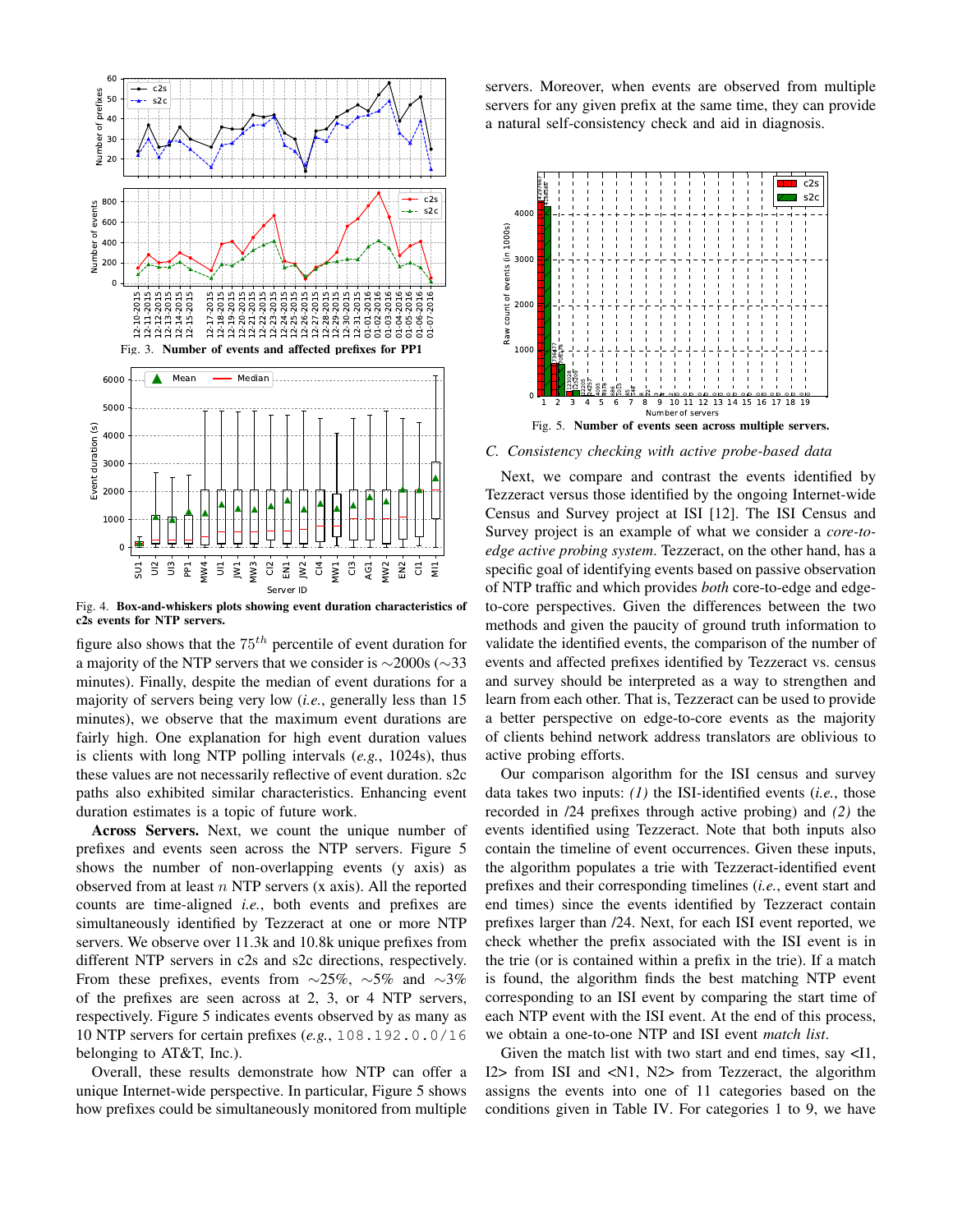Fig. 3. **Number of events and affected prefixes for PP1**

Fig. 4. **Box-and-whiskers plots showing event duration characteristics of c2s events for NTP servers.**

figure also shows that the $75^{th}$ percentile of event duration for a majority of the NTP servers that we consider is ∼2000s (∼33 minutes). Finally, despite the median of event durations for a majority of servers being very low (*i.e.*, generally less than 15 minutes), we observe that the maximum event durations are fairly high. One explanation for high event duration values is clients with long NTP polling intervals (*e.g.*, 1024s), thus these values are not necessarily reflective of event duration. s2c paths also exhibited similar characteristics. Enhancing event duration estimates is a topic of future work.

**Across Servers.** Next, we count the unique number of prefixes and events seen across the NTP servers. Figure 5 shows the number of non-overlapping events (y axis) as observed from at least $n$ NTP servers (x axis). All the reported counts are time-aligned *i.e.*, both events and prefixes are simultaneously identified by Tezzeract at one or more NTP servers. We observe over 11.3k and 10.8k unique prefixes from different NTP servers in c2s and s2c directions, respectively. From these prefixes, events from ∼25%, ∼5% and ∼3% of the prefixes are seen across at 2, 3, or 4 NTP servers, respectively. Figure 5 indicates events observed by as many as 10 NTP servers for certain prefixes (*e.g.*, `108.192.0.0/16` belonging to AT&T, Inc.).

Overall, these results demonstrate how NTP can offer a unique Internet-wide perspective. In particular, Figure 5 shows how prefixes could be simultaneously monitored from multiple servers. Moreover, when events are observed from multiple servers for any given prefix at the same time, they can provide a natural self-consistency check and aid in diagnosis.

Fig. 5. **Number of events seen across multiple servers.**

### C. Consistency checking with active probe-based data

Next, we compare and contrast the events identified by Tezzeract versus those identified by the ongoing Internet-wide Census and Survey project at ISI [12]. The ISI Census and Survey project is an example of what we consider a *core-to-edge active probing system*. Tezzeract, on the other hand, has a specific goal of identifying events based on passive observation of NTP traffic and which provides *both* core-to-edge and edge-to-core perspectives. Given the differences between the two methods and given the paucity of ground truth information to validate the identified events, the comparison of the number of events and affected prefixes identified by Tezzeract vs. census and survey should be interpreted as a way to strengthen and learn from each other. That is, Tezzeract can be used to provide a better perspective on edge-to-core events as the majority of clients behind network address translators are oblivious to active probing efforts.

Our comparison algorithm for the ISI census and survey data takes two inputs: *(1)* the ISI-identified events (*i.e.*, those recorded in /24 prefixes through active probing) and *(2)* the events identified using Tezzeract. Note that both inputs also contain the timeline of event occurrences. Given these inputs, the algorithm populates a trie with Tezzeract-identified event prefixes and their corresponding timelines (*i.e.*, event start and end times) since the events identified by Tezzeract contain prefixes larger than /24. Next, for each ISI event reported, we check whether the prefix associated with the ISI event is in the trie (or is contained within a prefix in the trie). If a match is found, the algorithm finds the best matching NTP event corresponding to an ISI event by comparing the start time of each NTP event with the ISI event. At the end of this process, we obtain a one-to-one NTP and ISI event *match list*.

Given the match list with two start and end times, say <I1, I2> from ISI and <N1, N2> from Tezzeract, the algorithm assigns the events into one of 11 categories based on the conditions given in Table IV. For categories 1 to 9, we have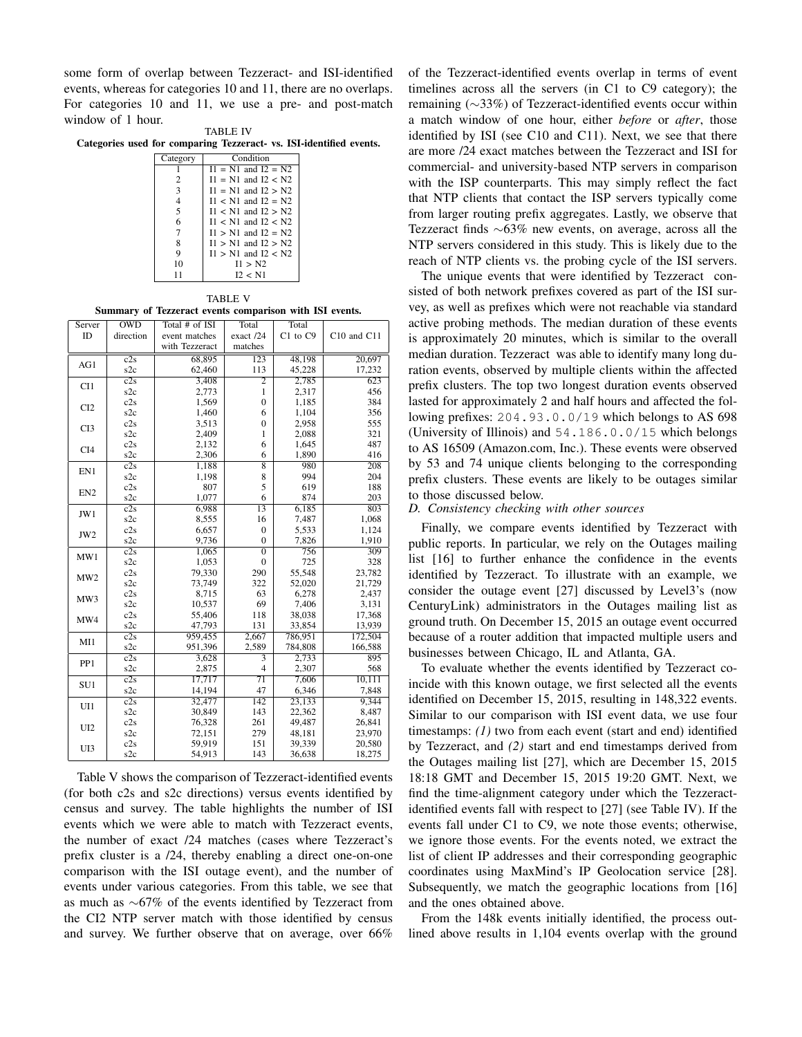some form of overlap between Tezzeract- and ISI-identified events, whereas for categories 10 and 11, there are no overlaps. For categories 10 and 11, we use a pre- and post-match window of 1 hour.

TABLE IV
**Categories used for comparing Tezzeract- vs. ISI-identified events.**

| Category | Condition |
| --- | --- |
| 1 | I1 = N1 and I2 = N2 |
| 2 | I1 = N1 and I2 < N2 |
| 3 | I1 = N1 and I2 > N2 |
| 4 | I1 < N1 and I2 = N2 |
| 5 | I1 < N1 and I2 > N2 |
| 6 | I1 < N1 and I2 < N2 |
| 7 | I1 > N1 and I2 = N2 |
| 8 | I1 > N1 and I2 > N2 |
| 9 | I1 > N1 and I2 < N2 |
| 10 | I1 > N2 |
| 11 | I2 < N1 |

TABLE V
**Summary of Tezzeract events comparison with ISI events.**

| Server ID | OWD direction | Total # of ISI event matches with Tezzeract | Total exact /24 matches | Total C1 to C9 | C10 and C11 |
| --- | --- | --- | --- | --- | --- |
| AG1 | c2s | 68,895 | 123 | 48,198 | 20,697 |
| | s2c | 62,460 | 113 | 45,228 | 17,232 |
| CI1 | c2s | 3,408 | 2 | 2,785 | 623 |
| | s2c | 2,773 | 1 | 2,317 | 456 |
| CI2 | c2s | 1,569 | 0 | 1,185 | 384 |
| | s2c | 1,460 | 6 | 1,104 | 356 |
| CI3 | c2s | 3,513 | 0 | 2,958 | 555 |
| | s2c | 2,409 | 1 | 2,088 | 321 |
| CI4 | c2s | 2,132 | 6 | 1,645 | 487 |
| | s2c | 2,306 | 6 | 1,890 | 416 |
| EN1 | c2s | 1,188 | 8 | 980 | 208 |
| | s2c | 1,198 | 8 | 994 | 204 |
| EN2 | c2s | 807 | 5 | 619 | 188 |
| | s2c | 1,077 | 6 | 874 | 203 |
| JW1 | c2s | 6,988 | 13 | 6,185 | 803 |
| | s2c | 8,555 | 16 | 7,487 | 1,068 |
| JW2 | c2s | 6,657 | 0 | 5,533 | 1,124 |
| | s2c | 9,736 | 0 | 7,826 | 1,910 |
| MW1 | c2s | 1,065 | 0 | 756 | 309 |
| | s2c | 1,053 | 0 | 725 | 328 |
| MW2 | c2s | 79,330 | 290 | 55,548 | 23,782 |
| | s2c | 73,749 | 322 | 52,020 | 21,729 |
| MW3 | c2s | 8,715 | 63 | 6,278 | 2,437 |
| | s2c | 10,537 | 69 | 7,406 | 3,131 |
| MW4 | c2s | 55,406 | 118 | 38,038 | 17,368 |
| | s2c | 47,793 | 131 | 33,854 | 13,939 |
| MI1 | c2s | 959,455 | 2,667 | 786,951 | 172,504 |
| | s2c | 951,396 | 2,589 | 784,808 | 166,588 |
| PP1 | c2s | 3,628 | 3 | 2,733 | 895 |
| | s2c | 2,875 | 4 | 2,307 | 568 |
| SU1 | c2s | 17,717 | 71 | 7,606 | 10,111 |
| | s2c | 14,194 | 47 | 6,346 | 7,848 |
| UI1 | c2s | 32,477 | 142 | 23,133 | 9,344 |
| | s2c | 30,849 | 143 | 22,362 | 8,487 |
| UI2 | c2s | 76,328 | 261 | 49,487 | 26,841 |
| | s2c | 72,151 | 279 | 48,181 | 23,970 |
| UI3 | c2s | 59,919 | 151 | 39,339 | 20,580 |
| | s2c | 54,913 | 143 | 36,638 | 18,275 |

Table V shows the comparison of Tezzeract-identified events (for both c2s and s2c directions) versus events identified by census and survey. The table highlights the number of ISI events which we were able to match with Tezzeract events, the number of exact /24 matches (cases where Tezzeract's prefix cluster is a /24, thereby enabling a direct one-on-one comparison with the ISI outage event), and the number of events under various categories. From this table, we see that as much as ∼67% of the events identified by Tezzeract from the CI2 NTP server match with those identified by census and survey. We further observe that on average, over 66% of the Tezzeract-identified events overlap in terms of event timelines across all the servers (in C1 to C9 category); the remaining (∼33%) of Tezzeract-identified events occur within a match window of one hour, either *before* or *after*, those identified by ISI (see C10 and C11). Next, we see that there are more /24 exact matches between the Tezzeract and ISI for commercial- and university-based NTP servers in comparison with the ISP counterparts. This may simply reflect the fact that NTP clients that contact the ISP servers typically come from larger routing prefix aggregates. Lastly, we observe that Tezzeract finds ∼63% new events, on average, across all the NTP servers considered in this study. This is likely due to the reach of NTP clients vs. the probing cycle of the ISI servers.

The unique events that were identified by Tezzeract consisted of both network prefixes covered as part of the ISI survey, as well as prefixes which were not reachable via standard active probing methods. The median duration of these events is approximately 20 minutes, which is similar to the overall median duration. Tezzeract was able to identify many long duration events, observed by multiple clients within the affected prefix clusters. The top two longest duration events observed lasted for approximately 2 and half hours and affected the following prefixes: `204.93.0.0/19` which belongs to AS 698 (University of Illinois) and `54.186.0.0/15` which belongs to AS 16509 (Amazon.com, Inc.). These events were observed by 53 and 74 unique clients belonging to the corresponding prefix clusters. These events are likely to be outages similar to those discussed below.

### *D. Consistency checking with other sources*

Finally, we compare events identified by Tezzeract with public reports. In particular, we rely on the Outages mailing list [16] to further enhance the confidence in the events identified by Tezzeract. To illustrate with an example, we consider the outage event [27] discussed by Level3's (now CenturyLink) administrators in the Outages mailing list as ground truth. On December 15, 2015 an outage event occurred because of a router addition that impacted multiple users and businesses between Chicago, IL and Atlanta, GA.

To evaluate whether the events identified by Tezzeract coincide with this known outage, we first selected all the events identified on December 15, 2015, resulting in 148,322 events. Similar to our comparison with ISI event data, we use four timestamps: *(1)* two from each event (start and end) identified by Tezzeract, and *(2)* start and end timestamps derived from the Outages mailing list [27], which are December 15, 2015 18:18 GMT and December 15, 2015 19:20 GMT. Next, we find the time-alignment category under which the Tezzeract-identified events fall with respect to [27] (see Table IV). If the events fall under C1 to C9, we note those events; otherwise, we ignore those events. For the events noted, we extract the list of client IP addresses and their corresponding geographic coordinates using MaxMind's IP Geolocation service [28]. Subsequently, we match the geographic locations from [16] and the ones obtained above.

From the 148k events initially identified, the process outlined above results in 1,104 events overlap with the ground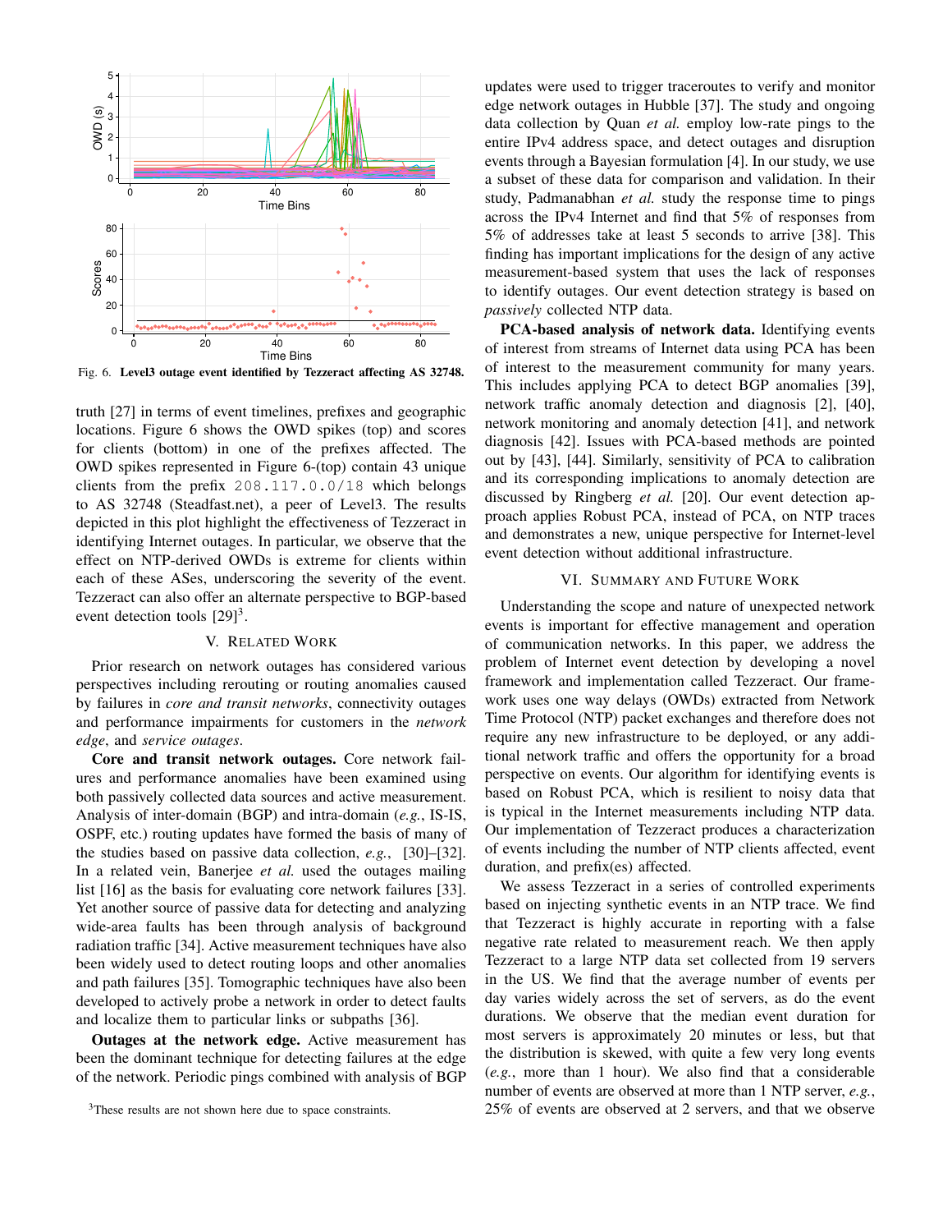Fig. 6. **Level3 outage event identified by Tezzeract affecting AS 32748.**

truth [27] in terms of event timelines, prefixes and geographic locations. Figure 6 shows the OWD spikes (top) and scores for clients (bottom) in one of the prefixes affected. The OWD spikes represented in Figure 6-(top) contain 43 unique clients from the prefix `208.117.0.0/18` which belongs to AS 32748 (Steadfast.net), a peer of Level3. The results depicted in this plot highlight the effectiveness of Tezzeract in identifying Internet outages. In particular, we observe that the effect on NTP-derived OWDs is extreme for clients within each of these ASes, underscoring the severity of the event. Tezzeract can also offer an alternate perspective to BGP-based event detection tools [29][3].

## V. Related Work

Prior research on network outages has considered various perspectives including rerouting or routing anomalies caused by failures in *core and transit networks*, connectivity outages and performance impairments for customers in the *network edge*, and *service outages*.

**Core and transit network outages.** Core network failures and performance anomalies have been examined using both passively collected data sources and active measurement. Analysis of inter-domain (BGP) and intra-domain (*e.g.*, IS-IS, OSPF, etc.) routing updates have formed the basis of many of the studies based on passive data collection, *e.g.*, [30]–[32]. In a related vein, Banerjee *et al.* used the outages mailing list [16] as the basis for evaluating core network failures [33]. Yet another source of passive data for detecting and analyzing wide-area faults has been through analysis of background radiation traffic [34]. Active measurement techniques have also been widely used to detect routing loops and other anomalies and path failures [35]. Tomographic techniques have also been developed to actively probe a network in order to detect faults and localize them to particular links or subpaths [36].

**Outages at the network edge.** Active measurement has been the dominant technique for detecting failures at the edge of the network. Periodic pings combined with analysis of BGP updates were used to trigger traceroutes to verify and monitor edge network outages in Hubble [37]. The study and ongoing data collection by Quan *et al.* employ low-rate pings to the entire IPv4 address space, and detect outages and disruption events through a Bayesian formulation [4]. In our study, we use a subset of these data for comparison and validation. In their study, Padmanabhan *et al.* study the response time to pings across the IPv4 Internet and find that 5% of responses from 5% of addresses take at least 5 seconds to arrive [38]. This finding has important implications for the design of any active measurement-based system that uses the lack of responses to identify outages. Our event detection strategy is based on *passively* collected NTP data.

**PCA-based analysis of network data.** Identifying events of interest from streams of Internet data using PCA has been of interest to the measurement community for many years. This includes applying PCA to detect BGP anomalies [39], network traffic anomaly detection and diagnosis [2], [40], network monitoring and anomaly detection [41], and network diagnosis [42]. Issues with PCA-based methods are pointed out by [43], [44]. Similarly, sensitivity of PCA to calibration and its corresponding implications to anomaly detection are discussed by Ringberg *et al.* [20]. Our event detection approach applies Robust PCA, instead of PCA, on NTP traces and demonstrates a new, unique perspective for Internet-level event detection without additional infrastructure.

## VI. Summary and Future Work

Understanding the scope and nature of unexpected network events is important for effective management and operation of communication networks. In this paper, we address the problem of Internet event detection by developing a novel framework and implementation called Tezzeract. Our framework uses one way delays (OWDs) extracted from Network Time Protocol (NTP) packet exchanges and therefore does not require any new infrastructure to be deployed, or any additional network traffic and offers the opportunity for a broad perspective on events. Our algorithm for identifying events is based on Robust PCA, which is resilient to noisy data that is typical in the Internet measurements including NTP data. Our implementation of Tezzeract produces a characterization of events including the number of NTP clients affected, event duration, and prefix(es) affected.

We assess Tezzeract in a series of controlled experiments based on injecting synthetic events in an NTP trace. We find that Tezzeract is highly accurate in reporting with a false negative rate related to measurement reach. We then apply Tezzeract to a large NTP data set collected from 19 servers in the US. We find that the average number of events per day varies widely across the set of servers, as do the event durations. We observe that the median event duration for most servers is approximately 20 minutes or less, but that the distribution is skewed, with quite a few very long events (*e.g.*, more than 1 hour). We also find that a considerable number of events are observed at more than 1 NTP server, *e.g.*, 25% of events are observed at 2 servers, and that we observe

[3]These results are not shown here due to space constraints.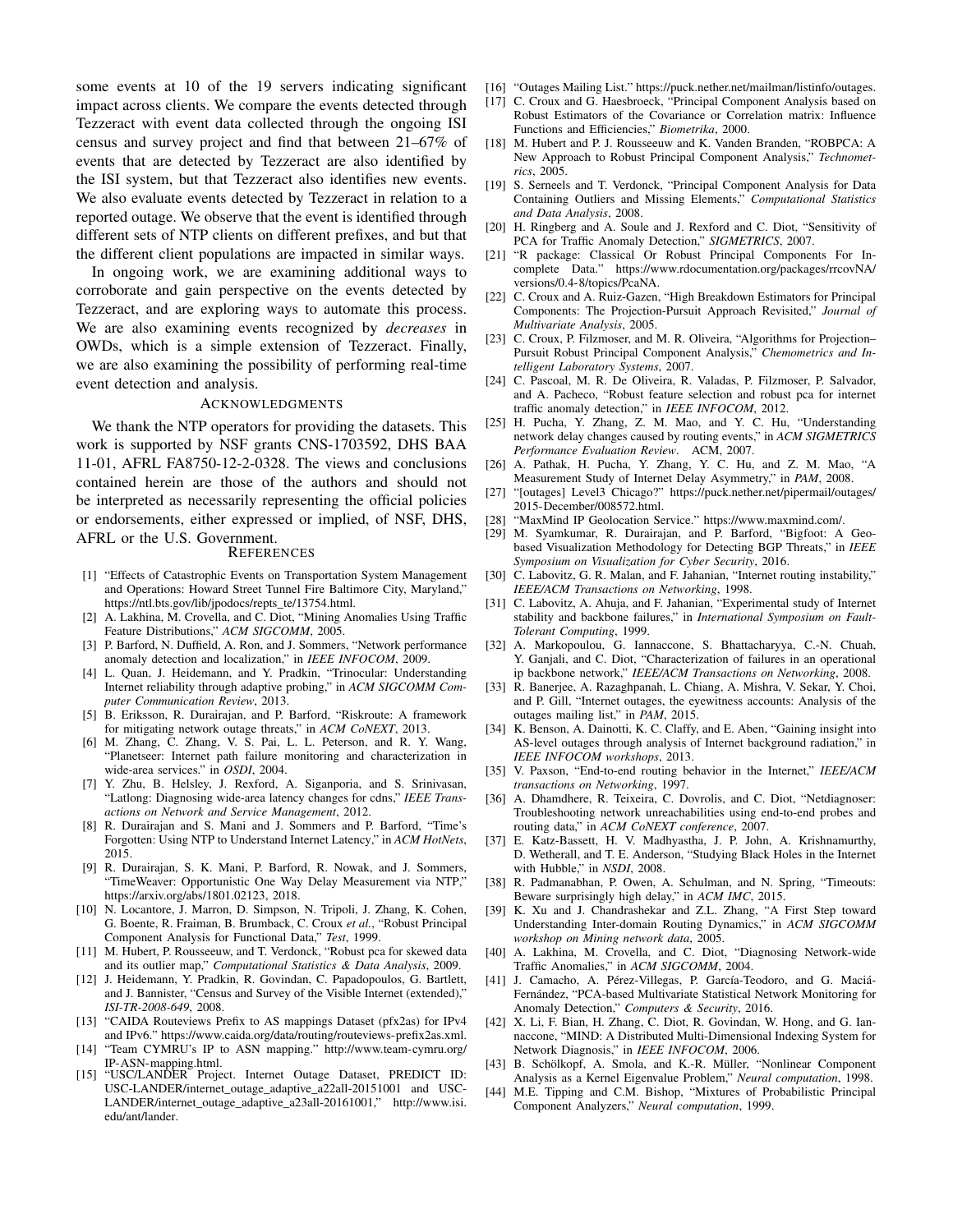some events at 10 of the 19 servers indicating significant impact across clients. We compare the events detected through Tezzeract with event data collected through the ongoing ISI census and survey project and find that between 21–67% of events that are detected by Tezzeract are also identified by the ISI system, but that Tezzeract also identifies new events. We also evaluate events detected by Tezzeract in relation to a reported outage. We observe that the event is identified through different sets of NTP clients on different prefixes, and but that the different client populations are impacted in similar ways.

In ongoing work, we are examining additional ways to corroborate and gain perspective on the events detected by Tezzeract, and are exploring ways to automate this process. We are also examining events recognized by *decreases* in OWDs, which is a simple extension of Tezzeract. Finally, we are also examining the possibility of performing real-time event detection and analysis.

## Acknowledgments

We thank the NTP operators for providing the datasets. This work is supported by NSF grants CNS-1703592, DHS BAA 11-01, AFRL FA8750-12-2-0328. The views and conclusions contained herein are those of the authors and should not be interpreted as necessarily representing the official policies or endorsements, either expressed or implied, of NSF, DHS, AFRL or the U.S. Government.

## References

[1] "Effects of Catastrophic Events on Transportation System Management and Operations: Howard Street Tunnel Fire Baltimore City, Maryland," https://ntl.bts.gov/lib/jpodocs/repts_te/13754.html.

[2] A. Lakhina, M. Crovella, and C. Diot, "Mining Anomalies Using Traffic Feature Distributions," *ACM SIGCOMM*, 2005.

[3] P. Barford, N. Duffield, A. Ron, and J. Sommers, "Network performance anomaly detection and localization," in *IEEE INFOCOM*, 2009.

[4] L. Quan, J. Heidemann, and Y. Pradkin, "Trinocular: Understanding Internet reliability through adaptive probing," in *ACM SIGCOMM Computer Communication Review*, 2013.

[5] B. Eriksson, R. Durairajan, and P. Barford, "Riskroute: A framework for mitigating network outage threats," in *ACM CoNEXT*, 2013.

[6] M. Zhang, C. Zhang, V. S. Pai, L. L. Peterson, and R. Y. Wang, "Planetseer: Internet path failure monitoring and characterization in wide-area services." in *OSDI*, 2004.

[7] Y. Zhu, B. Helsley, J. Rexford, A. Siganporia, and S. Srinivasan, "Latlong: Diagnosing wide-area latency changes for cdns," *IEEE Transactions on Network and Service Management*, 2012.

[8] R. Durairajan and S. Mani and J. Sommers and P. Barford, "Time's Forgotten: Using NTP to Understand Internet Latency," in *ACM HotNets*, 2015.

[9] R. Durairajan, S. K. Mani, P. Barford, R. Nowak, and J. Sommers, "TimeWeaver: Opportunistic One Way Delay Measurement via NTP," https://arxiv.org/abs/1801.02123, 2018.

[10] N. Locantore, J. Marron, D. Simpson, N. Tripoli, J. Zhang, K. Cohen, G. Boente, R. Fraiman, B. Brumback, C. Croux *et al.*, "Robust Principal Component Analysis for Functional Data," *Test*, 1999.

[11] M. Hubert, P. Rousseeuw, and T. Verdonck, "Robust pca for skewed data and its outlier map," *Computational Statistics & Data Analysis*, 2009.

[12] J. Heidemann, Y. Pradkin, R. Govindan, C. Papadopoulos, G. Bartlett, and J. Bannister, "Census and Survey of the Visible Internet (extended)," *ISI-TR-2008-649*, 2008.

[13] "CAIDA Routeviews Prefix to AS mappings Dataset (pfx2as) for IPv4 and IPv6." https://www.caida.org/data/routing/routeviews-prefix2as.xml.

[14] "Team CYMRU's IP to ASN mapping." http://www.team-cymru.org/IP-ASN-mapping.html.

[15] "USC/LANDER Project. Internet Outage Dataset, PREDICT ID: USC-LANDER/internet_outage_adaptive_a22all-20151001 and USC-LANDER/internet_outage_adaptive_a23all-20161001," http://www.isi.edu/ant/lander.

[16] "Outages Mailing List." https://puck.nether.net/mailman/listinfo/outages.

[17] C. Croux and G. Haesbroeck, "Principal Component Analysis based on Robust Estimators of the Covariance or Correlation matrix: Influence Functions and Efficiencies," *Biometrika*, 2000.

[18] M. Hubert and P. J. Rousseeuw and K. Vanden Branden, "ROBPCA: A New Approach to Robust Principal Component Analysis," *Technometrics*, 2005.

[19] S. Serneels and T. Verdonck, "Principal Component Analysis for Data Containing Outliers and Missing Elements," *Computational Statistics and Data Analysis*, 2008.

[20] H. Ringberg and A. Soule and J. Rexford and C. Diot, "Sensitivity of PCA for Traffic Anomaly Detection," *SIGMETRICS*, 2007.

[21] "R package: Classical Or Robust Principal Components For Incomplete Data." https://www.rdocumentation.org/packages/rrcovNA/versions/0.4-8/topics/PcaNA.

[22] C. Croux and A. Ruiz-Gazen, "High Breakdown Estimators for Principal Components: The Projection-Pursuit Approach Revisited," *Journal of Multivariate Analysis*, 2005.

[23] C. Croux, P. Filzmoser, and M. R. Oliveira, "Algorithms for Projection–Pursuit Robust Principal Component Analysis," *Chemometrics and Intelligent Laboratory Systems*, 2007.

[24] C. Pascoal, M. R. De Oliveira, R. Valadas, P. Filzmoser, P. Salvador, and A. Pacheco, "Robust feature selection and robust pca for internet traffic anomaly detection," in *IEEE INFOCOM*, 2012.

[25] H. Pucha, Y. Zhang, Z. M. Mao, and Y. C. Hu, "Understanding network delay changes caused by routing events," in *ACM SIGMETRICS Performance Evaluation Review*. ACM, 2007.

[26] A. Pathak, H. Pucha, Y. Zhang, Y. C. Hu, and Z. M. Mao, "A Measurement Study of Internet Delay Asymmetry," in *PAM*, 2008.

[27] "[outages] Level3 Chicago?" https://puck.nether.net/pipermail/outages/2015-December/008572.html.

[28] "MaxMind IP Geolocation Service." https://www.maxmind.com/.

[29] M. Syamkumar, R. Durairajan, and P. Barford, "Bigfoot: A Geo-based Visualization Methodology for Detecting BGP Threats," in *IEEE Symposium on Visualization for Cyber Security*, 2016.

[30] C. Labovitz, G. R. Malan, and F. Jahanian, "Internet routing instability," *IEEE/ACM Transactions on Networking*, 1998.

[31] C. Labovitz, A. Ahuja, and F. Jahanian, "Experimental study of Internet stability and backbone failures," in *International Symposium on Fault-Tolerant Computing*, 1999.

[32] A. Markopoulou, G. Iannaccone, S. Bhattacharyya, C.-N. Chuah, Y. Ganjali, and C. Diot, "Characterization of failures in an operational ip backbone network," *IEEE/ACM Transactions on Networking*, 2008.

[33] R. Banerjee, A. Razaghpanah, L. Chiang, A. Mishra, V. Sekar, Y. Choi, and P. Gill, "Internet outages, the eyewitness accounts: Analysis of the outages mailing list," in *PAM*, 2015.

[34] K. Benson, A. Dainotti, K. C. Claffy, and E. Aben, "Gaining insight into AS-level outages through analysis of Internet background radiation," in *IEEE INFOCOM workshops*, 2013.

[35] V. Paxson, "End-to-end routing behavior in the Internet," *IEEE/ACM transactions on Networking*, 1997.

[36] A. Dhamdhere, R. Teixeira, C. Dovrolis, and C. Diot, "Netdiagnoser: Troubleshooting network unreachabilities using end-to-end probes and routing data," in *ACM CoNEXT conference*, 2007.

[37] E. Katz-Bassett, H. V. Madhyastha, J. P. John, A. Krishnamurthy, D. Wetherall, and T. E. Anderson, "Studying Black Holes in the Internet with Hubble," in *NSDI*, 2008.

[38] R. Padmanabhan, P. Owen, A. Schulman, and N. Spring, "Timeouts: Beware surprisingly high delay," in *ACM IMC*, 2015.

[39] K. Xu and J. Chandrashekar and Z.L. Zhang, "A First Step toward Understanding Inter-domain Routing Dynamics," in *ACM SIGCOMM workshop on Mining network data*, 2005.

[40] A. Lakhina, M. Crovella, and C. Diot, "Diagnosing Network-wide Traffic Anomalies," in *ACM SIGCOMM*, 2004.

[41] J. Camacho, A. Pérez-Villegas, P. García-Teodoro, and G. Maciá-Fernández, "PCA-based Multivariate Statistical Network Monitoring for Anomaly Detection," *Computers & Security*, 2016.

[42] X. Li, F. Bian, H. Zhang, C. Diot, R. Govindan, W. Hong, and G. Iannaccone, "MIND: A Distributed Multi-Dimensional Indexing System for Network Diagnosis," in *IEEE INFOCOM*, 2006.

[43] B. Schölkopf, A. Smola, and K.-R. Müller, "Nonlinear Component Analysis as a Kernel Eigenvalue Problem," *Neural computation*, 1998.

[44] M.E. Tipping and C.M. Bishop, "Mixtures of Probabilistic Principal Component Analyzers," *Neural computation*, 1999.